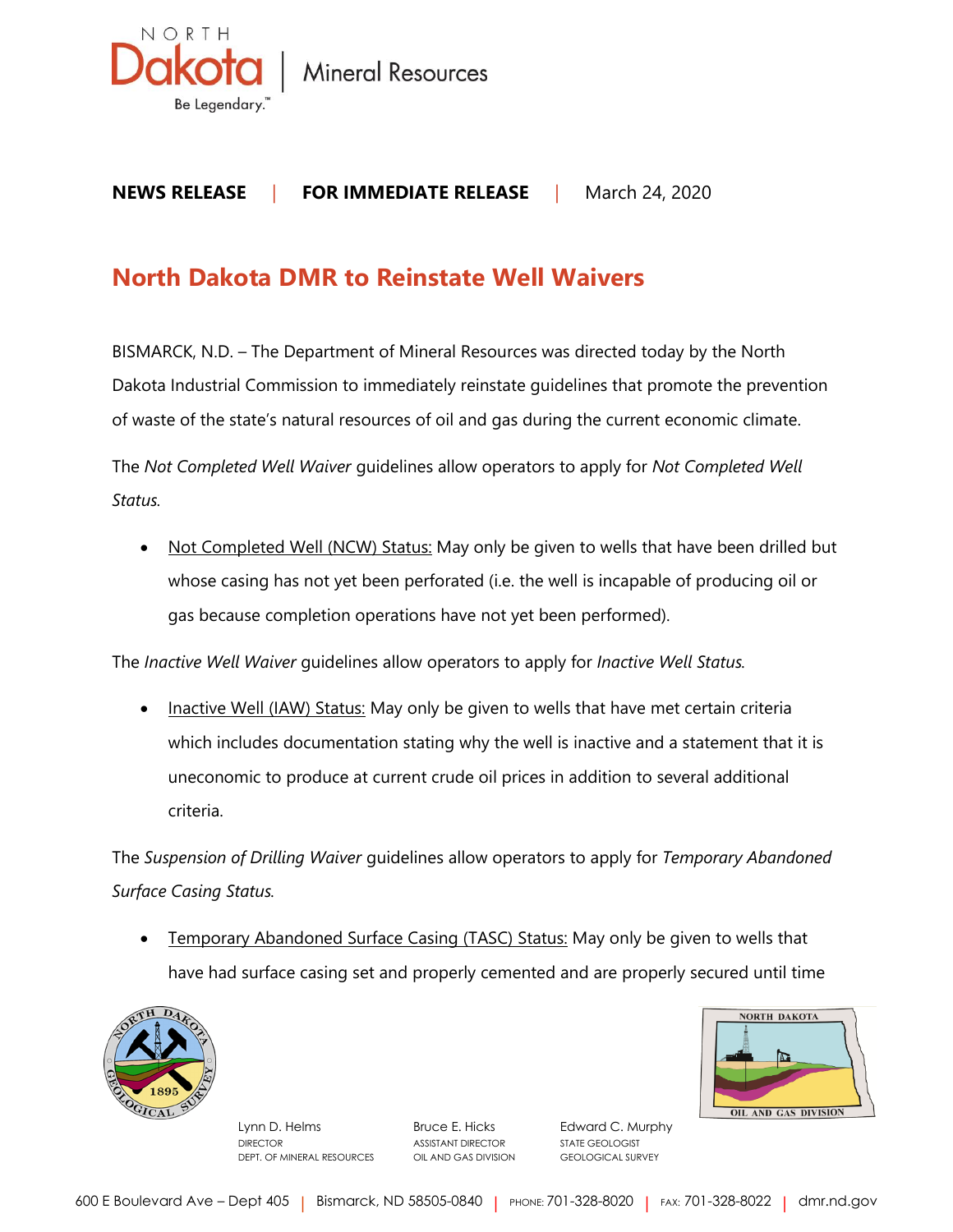**NEWS RELEASE** | **FOR IMMEDIATE RELEASE** | March 24, 2020

# North Dakota DMR to Reinstate Well Waivers

BISMARCK, N.D. – The Department of Mineral Resources was directed today by the North Dakota Industrial Commission to immediately reinstate guidelines that promote the prevention of waste of the state's natural resources of oil and gas during the current economic climate.

The *Not Completed Well Waiver* guidelines allow operators to apply for *Not Completed Well Status.*

- Not Completed Well (NCW) Status: May only be given to wells that have been drilled but whose casing has not yet been perforated (i.e. the well is incapable of producing oil or gas because completion operations have not yet been performed).

The *Inactive Well Waiver* guidelines allow operators to apply for *Inactive Well Status.*

- Inactive Well (IAW) Status: May only be given to wells that have met certain criteria which includes documentation stating why the well is inactive and a statement that it is uneconomic to produce at current crude oil prices in addition to several additional criteria.

The *Suspension of Drilling Waiver* guidelines allow operators to apply for *Temporary Abandoned Surface Casing Status.*

- Temporary Abandoned Surface Casing (TASC) Status: May only be given to wells that have had surface casing set and properly cemented and are properly secured until time

Lynn D. Helms
DIRECTOR
DEPT. OF MINERAL RESOURCES

Bruce E. Hicks
ASSISTANT DIRECTOR
OIL AND GAS DIVISION

Edward C. Murphy
STATE GEOLOGIST
GEOLOGICAL SURVEY

600 E Boulevard Ave – Dept 405 | Bismarck, ND 58505-0840 | PHONE: 701-328-8020 | FAX: 701-328-8022 | dmr.nd.gov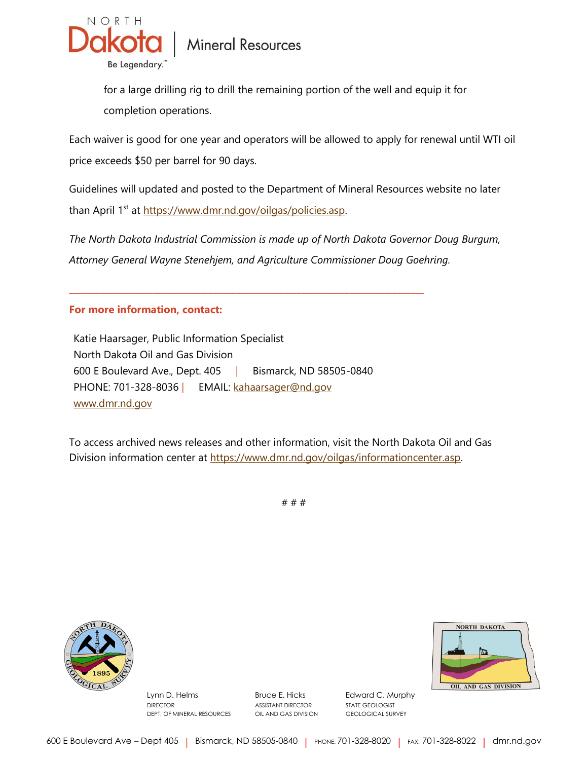for a large drilling rig to drill the remaining portion of the well and equip it for completion operations.

Each waiver is good for one year and operators will be allowed to apply for renewal until WTI oil price exceeds $50 per barrel for 90 days.

Guidelines will updated and posted to the Department of Mineral Resources website no later than April 1st at https://www.dmr.nd.gov/oilgas/policies.asp.

*The North Dakota Industrial Commission is made up of North Dakota Governor Doug Burgum, Attorney General Wayne Stenehjem, and Agriculture Commissioner Doug Goehring.*

---

**For more information, contact:**

Katie Haarsager, Public Information Specialist
North Dakota Oil and Gas Division
600 E Boulevard Ave., Dept. 405 | Bismarck, ND 58505-0840
PHONE: 701-328-8036 | EMAIL: kahaarsager@nd.gov
www.dmr.nd.gov

To access archived news releases and other information, visit the North Dakota Oil and Gas Division information center at https://www.dmr.nd.gov/oilgas/informationcenter.asp.

# # #

Lynn D. Helms
DIRECTOR
DEPT. OF MINERAL RESOURCES

Bruce E. Hicks
ASSISTANT DIRECTOR
OIL AND GAS DIVISION

Edward C. Murphy
STATE GEOLOGIST
GEOLOGICAL SURVEY